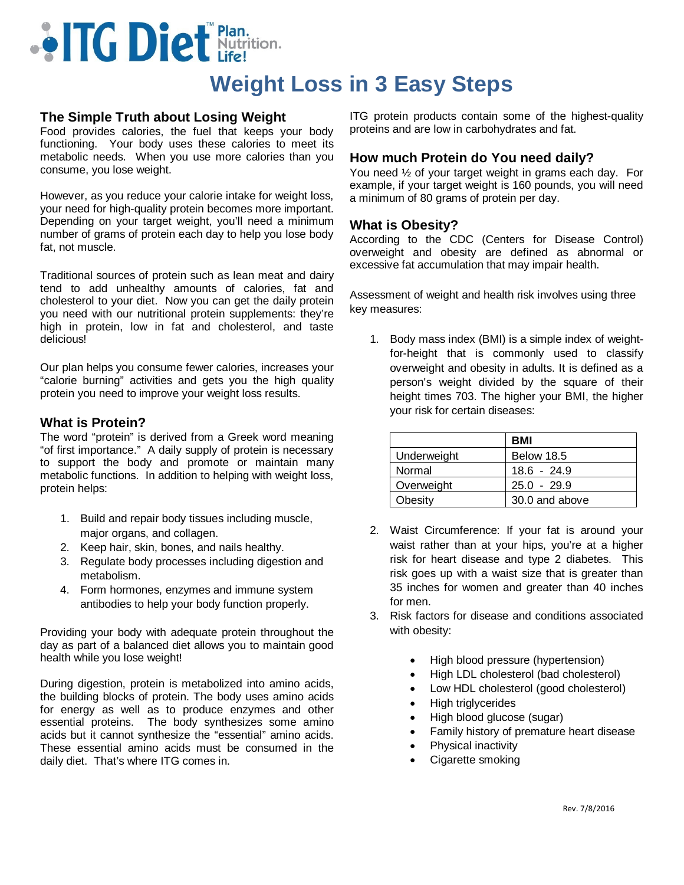ITG Diet™ Plan. Nutrition. Life!

# Weight Loss in 3 Easy Steps

## The Simple Truth about Losing Weight

Food provides calories, the fuel that keeps your body functioning. Your body uses these calories to meet its metabolic needs. When you use more calories than you consume, you lose weight.

However, as you reduce your calorie intake for weight loss, your need for high-quality protein becomes more important. Depending on your target weight, you'll need a minimum number of grams of protein each day to help you lose body fat, not muscle.

Traditional sources of protein such as lean meat and dairy tend to add unhealthy amounts of calories, fat and cholesterol to your diet. Now you can get the daily protein you need with our nutritional protein supplements: they're high in protein, low in fat and cholesterol, and taste delicious!

Our plan helps you consume fewer calories, increases your "calorie burning" activities and gets you the high quality protein you need to improve your weight loss results.

## What is Protein?

The word "protein" is derived from a Greek word meaning "of first importance." A daily supply of protein is necessary to support the body and promote or maintain many metabolic functions. In addition to helping with weight loss, protein helps:

1. Build and repair body tissues including muscle, major organs, and collagen.
2. Keep hair, skin, bones, and nails healthy.
3. Regulate body processes including digestion and metabolism.
4. Form hormones, enzymes and immune system antibodies to help your body function properly.

Providing your body with adequate protein throughout the day as part of a balanced diet allows you to maintain good health while you lose weight!

During digestion, protein is metabolized into amino acids, the building blocks of protein. The body uses amino acids for energy as well as to produce enzymes and other essential proteins. The body synthesizes some amino acids but it cannot synthesize the "essential" amino acids. These essential amino acids must be consumed in the daily diet. That's where ITG comes in.

ITG protein products contain some of the highest-quality proteins and are low in carbohydrates and fat.

## How much Protein do You need daily?

You need ½ of your target weight in grams each day. For example, if your target weight is 160 pounds, you will need a minimum of 80 grams of protein per day.

## What is Obesity?

According to the CDC (Centers for Disease Control) overweight and obesity are defined as abnormal or excessive fat accumulation that may impair health.

Assessment of weight and health risk involves using three key measures:

1. Body mass index (BMI) is a simple index of weight-for-height that is commonly used to classify overweight and obesity in adults. It is defined as a person's weight divided by the square of their height times 703. The higher your BMI, the higher your risk for certain diseases:

| | BMI |
|---|---|
| Underweight | Below 18.5 |
| Normal | 18.6 - 24.9 |
| Overweight | 25.0 - 29.9 |
| Obesity | 30.0 and above |

2. Waist Circumference: If your fat is around your waist rather than at your hips, you're at a higher risk for heart disease and type 2 diabetes. This risk goes up with a waist size that is greater than 35 inches for women and greater than 40 inches for men.
3. Risk factors for disease and conditions associated with obesity:
   - High blood pressure (hypertension)
   - High LDL cholesterol (bad cholesterol)
   - Low HDL cholesterol (good cholesterol)
   - High triglycerides
   - High blood glucose (sugar)
   - Family history of premature heart disease
   - Physical inactivity
   - Cigarette smoking

Rev. 7/8/2016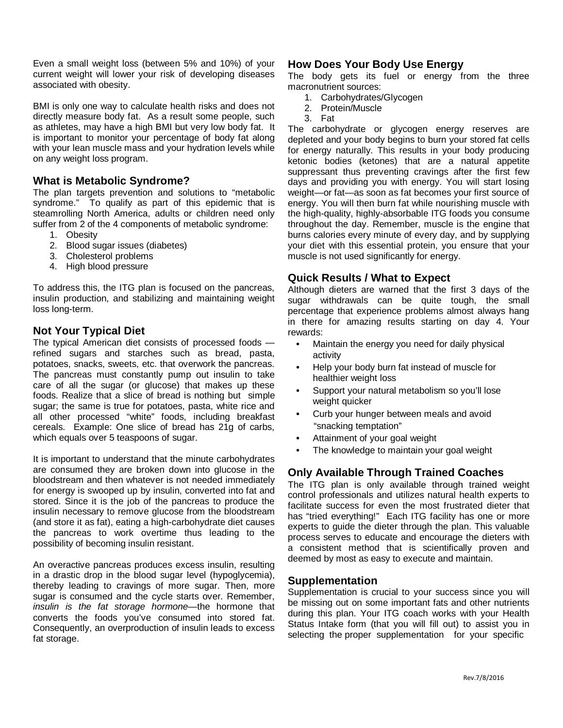Even a small weight loss (between 5% and 10%) of your current weight will lower your risk of developing diseases associated with obesity.

BMI is only one way to calculate health risks and does not directly measure body fat. As a result some people, such as athletes, may have a high BMI but very low body fat. It is important to monitor your percentage of body fat along with your lean muscle mass and your hydration levels while on any weight loss program.

## What is Metabolic Syndrome?

The plan targets prevention and solutions to "metabolic syndrome." To qualify as part of this epidemic that is steamrolling North America, adults or children need only suffer from 2 of the 4 components of metabolic syndrome:

1. Obesity
2. Blood sugar issues (diabetes)
3. Cholesterol problems
4. High blood pressure

To address this, the ITG plan is focused on the pancreas, insulin production, and stabilizing and maintaining weight loss long-term.

## Not Your Typical Diet

The typical American diet consists of processed foods — refined sugars and starches such as bread, pasta, potatoes, snacks, sweets, etc. that overwork the pancreas. The pancreas must constantly pump out insulin to take care of all the sugar (or glucose) that makes up these foods. Realize that a slice of bread is nothing but simple sugar; the same is true for potatoes, pasta, white rice and all other processed "white" foods, including breakfast cereals. Example: One slice of bread has 21g of carbs, which equals over 5 teaspoons of sugar.

It is important to understand that the minute carbohydrates are consumed they are broken down into glucose in the bloodstream and then whatever is not needed immediately for energy is swooped up by insulin, converted into fat and stored. Since it is the job of the pancreas to produce the insulin necessary to remove glucose from the bloodstream (and store it as fat), eating a high-carbohydrate diet causes the pancreas to work overtime thus leading to the possibility of becoming insulin resistant.

An overactive pancreas produces excess insulin, resulting in a drastic drop in the blood sugar level (hypoglycemia), thereby leading to cravings of more sugar. Then, more sugar is consumed and the cycle starts over. Remember, *insulin is the fat storage hormone*—the hormone that converts the foods you've consumed into stored fat. Consequently, an overproduction of insulin leads to excess fat storage.

## How Does Your Body Use Energy

The body gets its fuel or energy from the three macronutrient sources:

1. Carbohydrates/Glycogen
2. Protein/Muscle
3. Fat

The carbohydrate or glycogen energy reserves are depleted and your body begins to burn your stored fat cells for energy naturally. This results in your body producing ketonic bodies (ketones) that are a natural appetite suppressant thus preventing cravings after the first few days and providing you with energy. You will start losing weight—or fat—as soon as fat becomes your first source of energy. You will then burn fat while nourishing muscle with the high-quality, highly-absorbable ITG foods you consume throughout the day. Remember, muscle is the engine that burns calories every minute of every day, and by supplying your diet with this essential protein, you ensure that your muscle is not used significantly for energy.

## Quick Results / What to Expect

Although dieters are warned that the first 3 days of the sugar withdrawals can be quite tough, the small percentage that experience problems almost always hang in there for amazing results starting on day 4. Your rewards:

- Maintain the energy you need for daily physical activity
- Help your body burn fat instead of muscle for healthier weight loss
- Support your natural metabolism so you'll lose weight quicker
- Curb your hunger between meals and avoid "snacking temptation"
- Attainment of your goal weight
- The knowledge to maintain your goal weight

## Only Available Through Trained Coaches

The ITG plan is only available through trained weight control professionals and utilizes natural health experts to facilitate success for even the most frustrated dieter that has "tried everything!" Each ITG facility has one or more experts to guide the dieter through the plan. This valuable process serves to educate and encourage the dieters with a consistent method that is scientifically proven and deemed by most as easy to execute and maintain.

## Supplementation

Supplementation is crucial to your success since you will be missing out on some important fats and other nutrients during this plan. Your ITG coach works with your Health Status Intake form (that you will fill out) to assist you in selecting the proper supplementation for your specific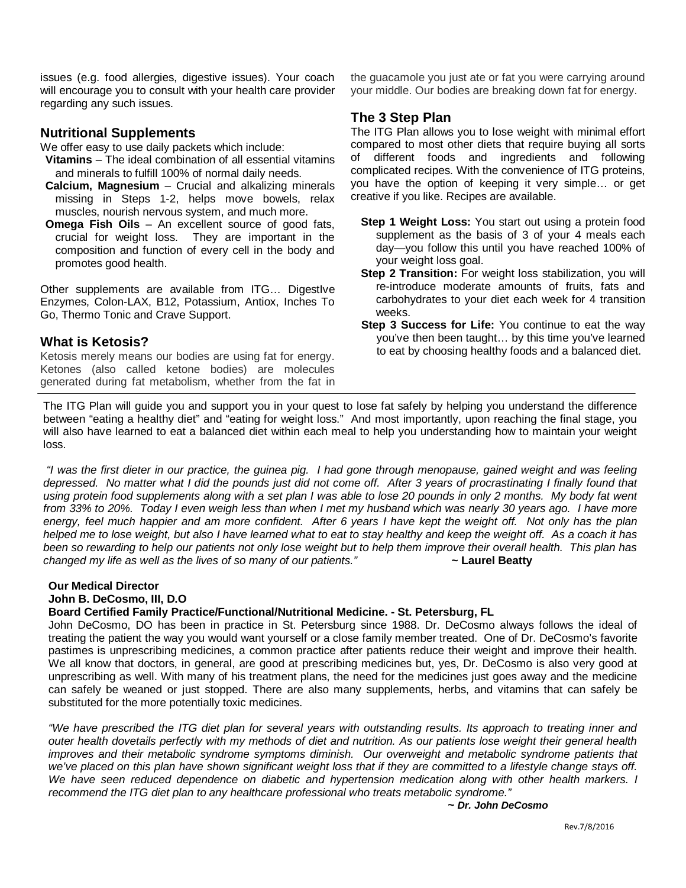issues (e.g. food allergies, digestive issues). Your coach will encourage you to consult with your health care provider regarding any such issues.

## Nutritional Supplements

We offer easy to use daily packets which include:

- **Vitamins** – The ideal combination of all essential vitamins and minerals to fulfill 100% of normal daily needs.
- **Calcium, Magnesium** – Crucial and alkalizing minerals missing in Steps 1-2, helps move bowels, relax muscles, nourish nervous system, and much more.
- **Omega Fish Oils** – An excellent source of good fats, crucial for weight loss. They are important in the composition and function of every cell in the body and promotes good health.

Other supplements are available from ITG… DigestIve Enzymes, Colon-LAX, B12, Potassium, Antiox, Inches To Go, Thermo Tonic and Crave Support.

## What is Ketosis?

Ketosis merely means our bodies are using fat for energy. Ketones (also called ketone bodies) are molecules generated during fat metabolism, whether from the fat in the guacamole you just ate or fat you were carrying around your middle. Our bodies are breaking down fat for energy.

## The 3 Step Plan

The ITG Plan allows you to lose weight with minimal effort compared to most other diets that require buying all sorts of different foods and ingredients and following complicated recipes. With the convenience of ITG proteins, you have the option of keeping it very simple… or get creative if you like. Recipes are available.

- **Step 1 Weight Loss:** You start out using a protein food supplement as the basis of 3 of your 4 meals each day—you follow this until you have reached 100% of your weight loss goal.
- **Step 2 Transition:** For weight loss stabilization, you will re-introduce moderate amounts of fruits, fats and carbohydrates to your diet each week for 4 transition weeks.
- **Step 3 Success for Life:** You continue to eat the way you've then been taught… by this time you've learned to eat by choosing healthy foods and a balanced diet.

---

The ITG Plan will guide you and support you in your quest to lose fat safely by helping you understand the difference between "eating a healthy diet" and "eating for weight loss." And most importantly, upon reaching the final stage, you will also have learned to eat a balanced diet within each meal to help you understanding how to maintain your weight loss.

*"I was the first dieter in our practice, the guinea pig. I had gone through menopause, gained weight and was feeling depressed. No matter what I did the pounds just did not come off. After 3 years of procrastinating I finally found that using protein food supplements along with a set plan I was able to lose 20 pounds in only 2 months. My body fat went from 33% to 20%. Today I even weigh less than when I met my husband which was nearly 30 years ago. I have more energy, feel much happier and am more confident. After 6 years I have kept the weight off. Not only has the plan helped me to lose weight, but also I have learned what to eat to stay healthy and keep the weight off. As a coach it has been so rewarding to help our patients not only lose weight but to help them improve their overall health. This plan has changed my life as well as the lives of so many of our patients."* **~ Laurel Beatty**

**Our Medical Director**
**John B. DeCosmo, III, D.O**
**Board Certified Family Practice/Functional/Nutritional Medicine. - St. Petersburg, FL**

John DeCosmo, DO has been in practice in St. Petersburg since 1988. Dr. DeCosmo always follows the ideal of treating the patient the way you would want yourself or a close family member treated. One of Dr. DeCosmo's favorite pastimes is unprescribing medicines, a common practice after patients reduce their weight and improve their health. We all know that doctors, in general, are good at prescribing medicines but, yes, Dr. DeCosmo is also very good at unprescribing as well. With many of his treatment plans, the need for the medicines just goes away and the medicine can safely be weaned or just stopped. There are also many supplements, herbs, and vitamins that can safely be substituted for the more potentially toxic medicines.

*"We have prescribed the ITG diet plan for several years with outstanding results. Its approach to treating inner and outer health dovetails perfectly with my methods of diet and nutrition. As our patients lose weight their general health improves and their metabolic syndrome symptoms diminish. Our overweight and metabolic syndrome patients that we've placed on this plan have shown significant weight loss that if they are committed to a lifestyle change stays off. We have seen reduced dependence on diabetic and hypertension medication along with other health markers. I recommend the ITG diet plan to any healthcare professional who treats metabolic syndrome."*

***~ Dr. John DeCosmo***

Rev.7/8/2016